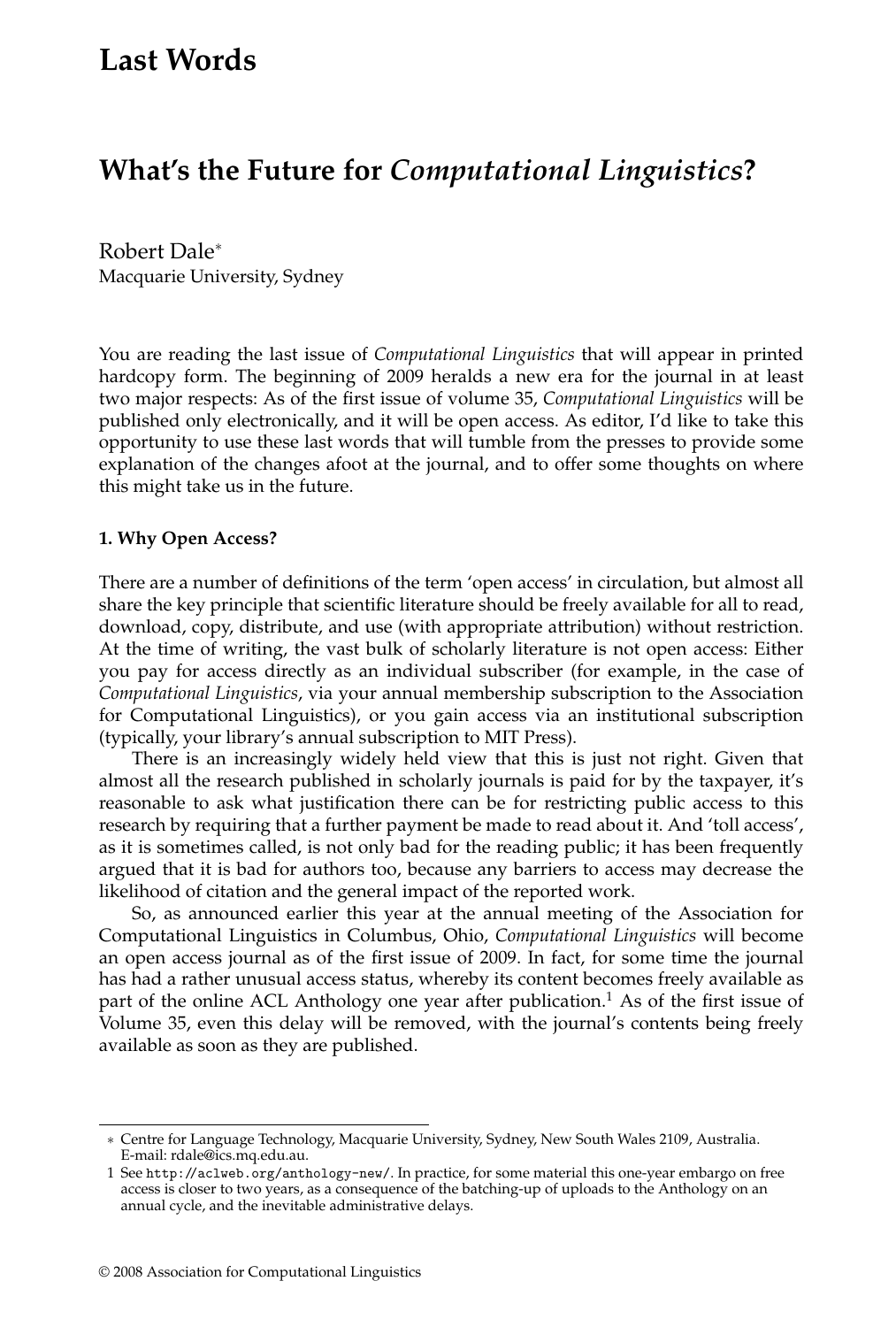# Last Words

## What's the Future for *Computational Linguistics*?

Robert Dale[*]
Macquarie University, Sydney

You are reading the last issue of *Computational Linguistics* that will appear in printed hardcopy form. The beginning of 2009 heralds a new era for the journal in at least two major respects: As of the first issue of volume 35, *Computational Linguistics* will be published only electronically, and it will be open access. As editor, I'd like to take this opportunity to use these last words that will tumble from the presses to provide some explanation of the changes afoot at the journal, and to offer some thoughts on where this might take us in the future.

### 1. Why Open Access?

There are a number of definitions of the term 'open access' in circulation, but almost all share the key principle that scientific literature should be freely available for all to read, download, copy, distribute, and use (with appropriate attribution) without restriction. At the time of writing, the vast bulk of scholarly literature is not open access: Either you pay for access directly as an individual subscriber (for example, in the case of *Computational Linguistics*, via your annual membership subscription to the Association for Computational Linguistics), or you gain access via an institutional subscription (typically, your library's annual subscription to MIT Press).

There is an increasingly widely held view that this is just not right. Given that almost all the research published in scholarly journals is paid for by the taxpayer, it's reasonable to ask what justification there can be for restricting public access to this research by requiring that a further payment be made to read about it. And 'toll access', as it is sometimes called, is not only bad for the reading public; it has been frequently argued that it is bad for authors too, because any barriers to access may decrease the likelihood of citation and the general impact of the reported work.

So, as announced earlier this year at the annual meeting of the Association for Computational Linguistics in Columbus, Ohio, *Computational Linguistics* will become an open access journal as of the first issue of 2009. In fact, for some time the journal has had a rather unusual access status, whereby its content becomes freely available as part of the online ACL Anthology one year after publication.[1] As of the first issue of Volume 35, even this delay will be removed, with the journal's contents being freely available as soon as they are published.

---

[*] Centre for Language Technology, Macquarie University, Sydney, New South Wales 2109, Australia. E-mail: rdale@ics.mq.edu.au.

[1] See http://aclweb.org/anthology-new/. In practice, for some material this one-year embargo on free access is closer to two years, as a consequence of the batching-up of uploads to the Anthology on an annual cycle, and the inevitable administrative delays.

© 2008 Association for Computational Linguistics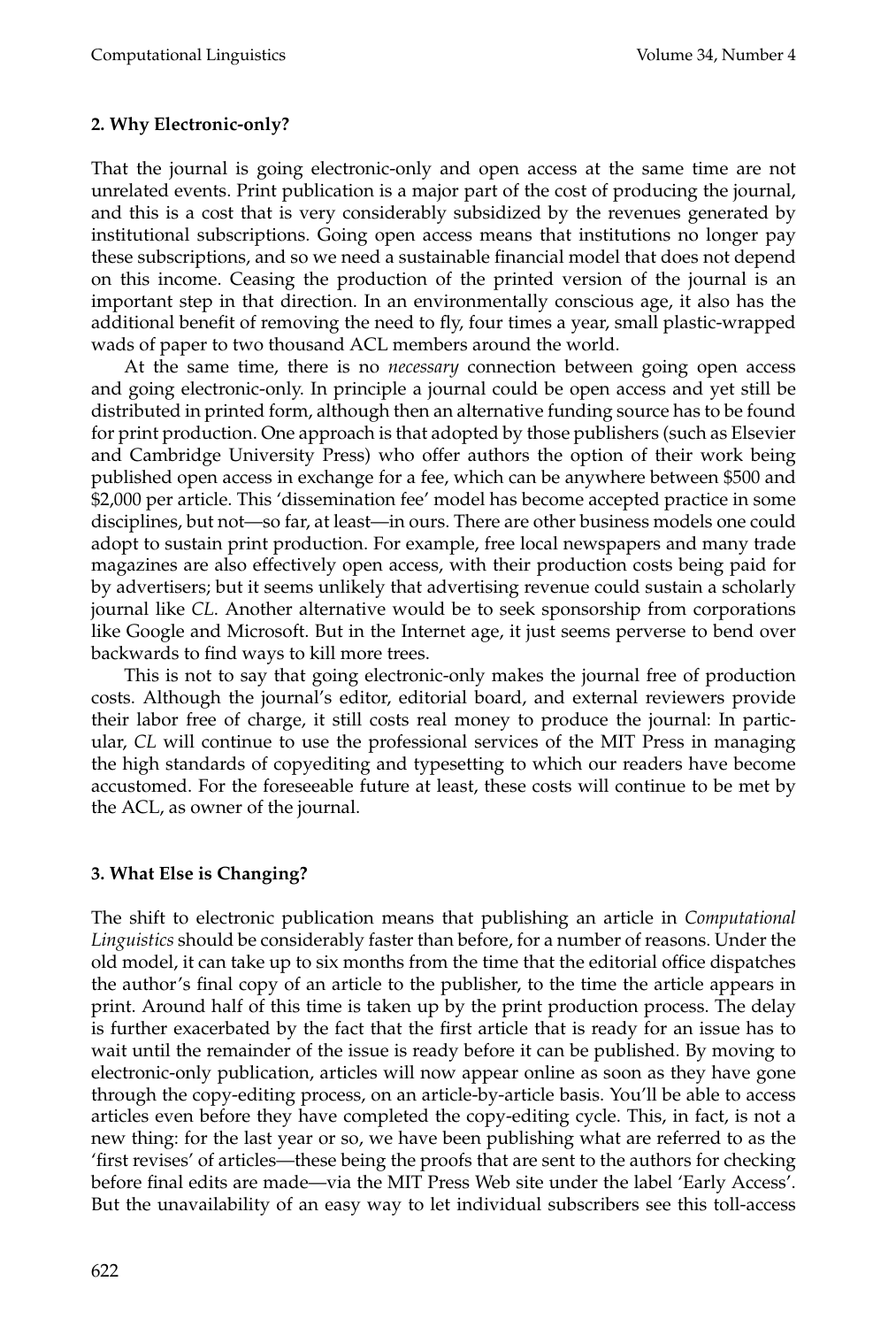## 2. Why Electronic-only?

That the journal is going electronic-only and open access at the same time are not unrelated events. Print publication is a major part of the cost of producing the journal, and this is a cost that is very considerably subsidized by the revenues generated by institutional subscriptions. Going open access means that institutions no longer pay these subscriptions, and so we need a sustainable financial model that does not depend on this income. Ceasing the production of the printed version of the journal is an important step in that direction. In an environmentally conscious age, it also has the additional benefit of removing the need to fly, four times a year, small plastic-wrapped wads of paper to two thousand ACL members around the world.

At the same time, there is no *necessary* connection between going open access and going electronic-only. In principle a journal could be open access and yet still be distributed in printed form, although then an alternative funding source has to be found for print production. One approach is that adopted by those publishers (such as Elsevier and Cambridge University Press) who offer authors the option of their work being published open access in exchange for a fee, which can be anywhere between $500 and $2,000 per article. This 'dissemination fee' model has become accepted practice in some disciplines, but not—so far, at least—in ours. There are other business models one could adopt to sustain print production. For example, free local newspapers and many trade magazines are also effectively open access, with their production costs being paid for by advertisers; but it seems unlikely that advertising revenue could sustain a scholarly journal like *CL*. Another alternative would be to seek sponsorship from corporations like Google and Microsoft. But in the Internet age, it just seems perverse to bend over backwards to find ways to kill more trees.

This is not to say that going electronic-only makes the journal free of production costs. Although the journal's editor, editorial board, and external reviewers provide their labor free of charge, it still costs real money to produce the journal: In particular, *CL* will continue to use the professional services of the MIT Press in managing the high standards of copyediting and typesetting to which our readers have become accustomed. For the foreseeable future at least, these costs will continue to be met by the ACL, as owner of the journal.

## 3. What Else is Changing?

The shift to electronic publication means that publishing an article in *Computational Linguistics* should be considerably faster than before, for a number of reasons. Under the old model, it can take up to six months from the time that the editorial office dispatches the author's final copy of an article to the publisher, to the time the article appears in print. Around half of this time is taken up by the print production process. The delay is further exacerbated by the fact that the first article that is ready for an issue has to wait until the remainder of the issue is ready before it can be published. By moving to electronic-only publication, articles will now appear online as soon as they have gone through the copy-editing process, on an article-by-article basis. You'll be able to access articles even before they have completed the copy-editing cycle. This, in fact, is not a new thing: for the last year or so, we have been publishing what are referred to as the 'first revises' of articles—these being the proofs that are sent to the authors for checking before final edits are made—via the MIT Press Web site under the label 'Early Access'. But the unavailability of an easy way to let individual subscribers see this toll-access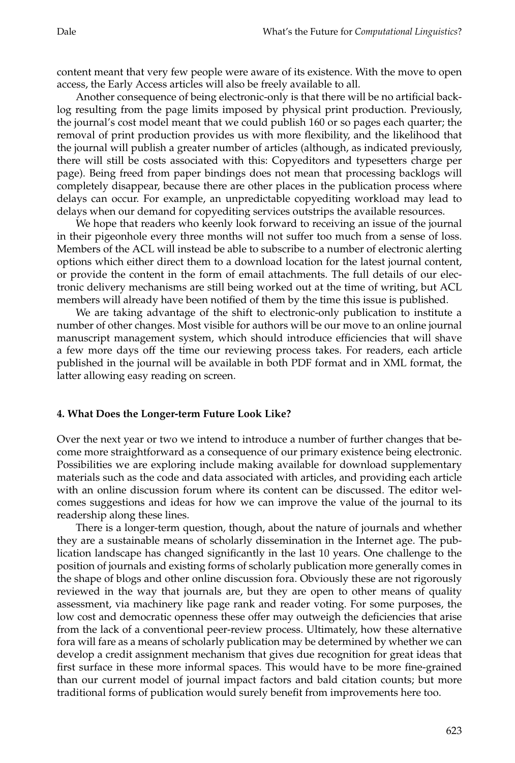content meant that very few people were aware of its existence. With the move to open access, the Early Access articles will also be freely available to all.

Another consequence of being electronic-only is that there will be no artificial backlog resulting from the page limits imposed by physical print production. Previously, the journal's cost model meant that we could publish 160 or so pages each quarter; the removal of print production provides us with more flexibility, and the likelihood that the journal will publish a greater number of articles (although, as indicated previously, there will still be costs associated with this: Copyeditors and typesetters charge per page). Being freed from paper bindings does not mean that processing backlogs will completely disappear, because there are other places in the publication process where delays can occur. For example, an unpredictable copyediting workload may lead to delays when our demand for copyediting services outstrips the available resources.

We hope that readers who keenly look forward to receiving an issue of the journal in their pigeonhole every three months will not suffer too much from a sense of loss. Members of the ACL will instead be able to subscribe to a number of electronic alerting options which either direct them to a download location for the latest journal content, or provide the content in the form of email attachments. The full details of our electronic delivery mechanisms are still being worked out at the time of writing, but ACL members will already have been notified of them by the time this issue is published.

We are taking advantage of the shift to electronic-only publication to institute a number of other changes. Most visible for authors will be our move to an online journal manuscript management system, which should introduce efficiencies that will shave a few more days off the time our reviewing process takes. For readers, each article published in the journal will be available in both PDF format and in XML format, the latter allowing easy reading on screen.

#### 4. What Does the Longer-term Future Look Like?

Over the next year or two we intend to introduce a number of further changes that become more straightforward as a consequence of our primary existence being electronic. Possibilities we are exploring include making available for download supplementary materials such as the code and data associated with articles, and providing each article with an online discussion forum where its content can be discussed. The editor welcomes suggestions and ideas for how we can improve the value of the journal to its readership along these lines.

There is a longer-term question, though, about the nature of journals and whether they are a sustainable means of scholarly dissemination in the Internet age. The publication landscape has changed significantly in the last 10 years. One challenge to the position of journals and existing forms of scholarly publication more generally comes in the shape of blogs and other online discussion fora. Obviously these are not rigorously reviewed in the way that journals are, but they are open to other means of quality assessment, via machinery like page rank and reader voting. For some purposes, the low cost and democratic openness these offer may outweigh the deficiencies that arise from the lack of a conventional peer-review process. Ultimately, how these alternative fora will fare as a means of scholarly publication may be determined by whether we can develop a credit assignment mechanism that gives due recognition for great ideas that first surface in these more informal spaces. This would have to be more fine-grained than our current model of journal impact factors and bald citation counts; but more traditional forms of publication would surely benefit from improvements here too.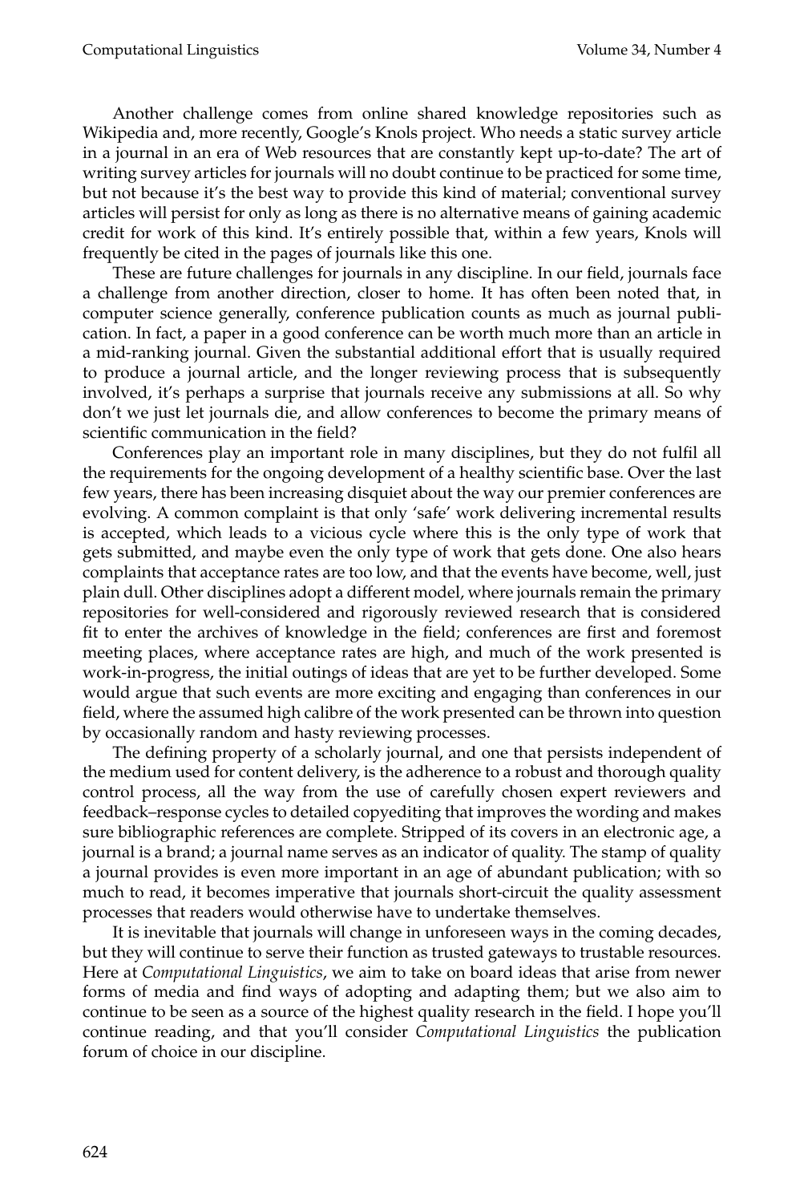Another challenge comes from online shared knowledge repositories such as Wikipedia and, more recently, Google's Knols project. Who needs a static survey article in a journal in an era of Web resources that are constantly kept up-to-date? The art of writing survey articles for journals will no doubt continue to be practiced for some time, but not because it's the best way to provide this kind of material; conventional survey articles will persist for only as long as there is no alternative means of gaining academic credit for work of this kind. It's entirely possible that, within a few years, Knols will frequently be cited in the pages of journals like this one.

These are future challenges for journals in any discipline. In our field, journals face a challenge from another direction, closer to home. It has often been noted that, in computer science generally, conference publication counts as much as journal publication. In fact, a paper in a good conference can be worth much more than an article in a mid-ranking journal. Given the substantial additional effort that is usually required to produce a journal article, and the longer reviewing process that is subsequently involved, it's perhaps a surprise that journals receive any submissions at all. So why don't we just let journals die, and allow conferences to become the primary means of scientific communication in the field?

Conferences play an important role in many disciplines, but they do not fulfil all the requirements for the ongoing development of a healthy scientific base. Over the last few years, there has been increasing disquiet about the way our premier conferences are evolving. A common complaint is that only 'safe' work delivering incremental results is accepted, which leads to a vicious cycle where this is the only type of work that gets submitted, and maybe even the only type of work that gets done. One also hears complaints that acceptance rates are too low, and that the events have become, well, just plain dull. Other disciplines adopt a different model, where journals remain the primary repositories for well-considered and rigorously reviewed research that is considered fit to enter the archives of knowledge in the field; conferences are first and foremost meeting places, where acceptance rates are high, and much of the work presented is work-in-progress, the initial outings of ideas that are yet to be further developed. Some would argue that such events are more exciting and engaging than conferences in our field, where the assumed high calibre of the work presented can be thrown into question by occasionally random and hasty reviewing processes.

The defining property of a scholarly journal, and one that persists independent of the medium used for content delivery, is the adherence to a robust and thorough quality control process, all the way from the use of carefully chosen expert reviewers and feedback–response cycles to detailed copyediting that improves the wording and makes sure bibliographic references are complete. Stripped of its covers in an electronic age, a journal is a brand; a journal name serves as an indicator of quality. The stamp of quality a journal provides is even more important in an age of abundant publication; with so much to read, it becomes imperative that journals short-circuit the quality assessment processes that readers would otherwise have to undertake themselves.

It is inevitable that journals will change in unforeseen ways in the coming decades, but they will continue to serve their function as trusted gateways to trustable resources. Here at *Computational Linguistics*, we aim to take on board ideas that arise from newer forms of media and find ways of adopting and adapting them; but we also aim to continue to be seen as a source of the highest quality research in the field. I hope you'll continue reading, and that you'll consider *Computational Linguistics* the publication forum of choice in our discipline.